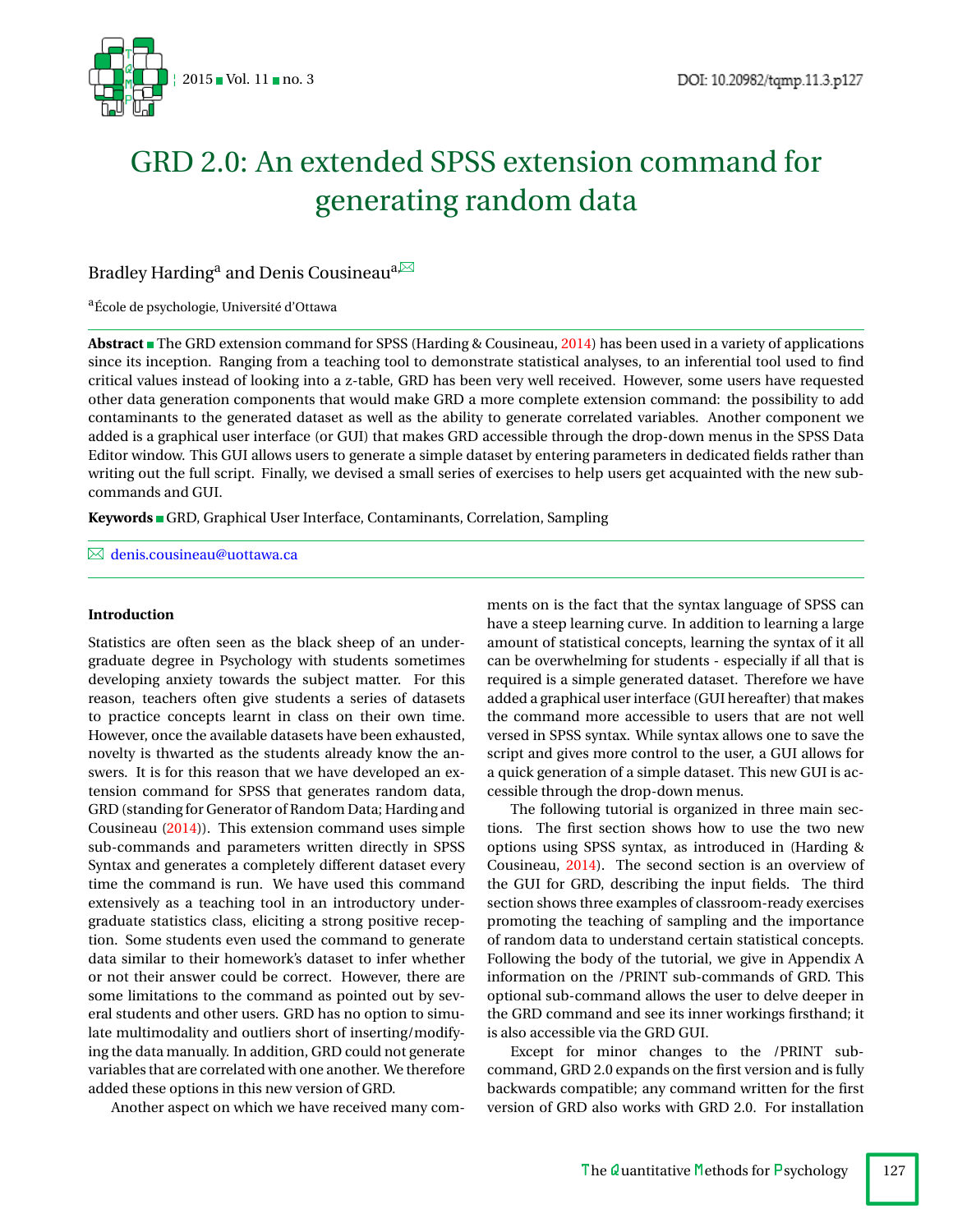# GRD 2.0: An extended SPSS extension command for generating random data

Bradley Harding[a] and Denis Cousineau[a,✉]

[a] École de psychologie, Université d'Ottawa

**Abstract** ■ The GRD extension command for SPSS (Harding & Cousineau, 2014) has been used in a variety of applications since its inception. Ranging from a teaching tool to demonstrate statistical analyses, to an inferential tool used to find critical values instead of looking into a z-table, GRD has been very well received. However, some users have requested other data generation components that would make GRD a more complete extension command: the possibility to add contaminants to the generated dataset as well as the ability to generate correlated variables. Another component we added is a graphical user interface (or GUI) that makes GRD accessible through the drop-down menus in the SPSS Data Editor window. This GUI allows users to generate a simple dataset by entering parameters in dedicated fields rather than writing out the full script. Finally, we devised a small series of exercises to help users get acquainted with the new sub-commands and GUI.

**Keywords** ■ GRD, Graphical User Interface, Contaminants, Correlation, Sampling

✉ denis.cousineau@uottawa.ca

## Introduction

Statistics are often seen as the black sheep of an undergraduate degree in Psychology with students sometimes developing anxiety towards the subject matter. For this reason, teachers often give students a series of datasets to practice concepts learnt in class on their own time. However, once the available datasets have been exhausted, novelty is thwarted as the students already know the answers. It is for this reason that we have developed an extension command for SPSS that generates random data, GRD (standing for Generator of Random Data; Harding and Cousineau (2014)). This extension command uses simple sub-commands and parameters written directly in SPSS Syntax and generates a completely different dataset every time the command is run. We have used this command extensively as a teaching tool in an introductory undergraduate statistics class, eliciting a strong positive reception. Some students even used the command to generate data similar to their homework's dataset to infer whether or not their answer could be correct. However, there are some limitations to the command as pointed out by several students and other users. GRD has no option to simulate multimodality and outliers short of inserting/modifying the data manually. In addition, GRD could not generate variables that are correlated with one another. We therefore added these options in this new version of GRD.

Another aspect on which we have received many comments on is the fact that the syntax language of SPSS can have a steep learning curve. In addition to learning a large amount of statistical concepts, learning the syntax of it all can be overwhelming for students - especially if all that is required is a simple generated dataset. Therefore we have added a graphical user interface (GUI hereafter) that makes the command more accessible to users that are not well versed in SPSS syntax. While syntax allows one to save the script and gives more control to the user, a GUI allows for a quick generation of a simple dataset. This new GUI is accessible through the drop-down menus.

The following tutorial is organized in three main sections. The first section shows how to use the two new options using SPSS syntax, as introduced in (Harding & Cousineau, 2014). The second section is an overview of the GUI for GRD, describing the input fields. The third section shows three examples of classroom-ready exercises promoting the teaching of sampling and the importance of random data to understand certain statistical concepts. Following the body of the tutorial, we give in Appendix A information on the /PRINT sub-commands of GRD. This optional sub-command allows the user to delve deeper in the GRD command and see its inner workings firsthand; it is also accessible via the GRD GUI.

Except for minor changes to the /PRINT sub-command, GRD 2.0 expands on the first version and is fully backwards compatible; any command written for the first version of GRD also works with GRD 2.0. For installation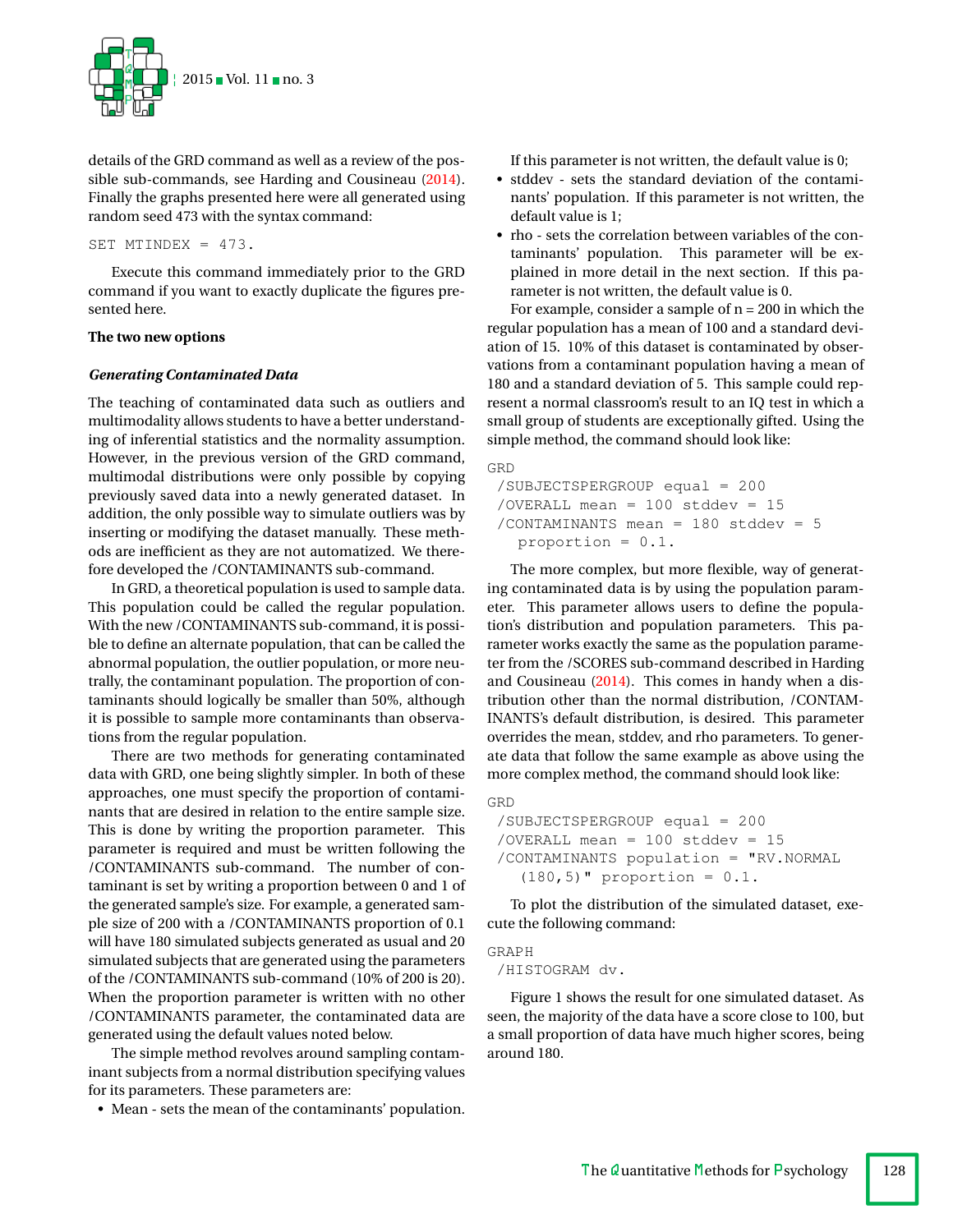details of the GRD command as well as a review of the possible sub-commands, see Harding and Cousineau (2014). Finally the graphs presented here were all generated using random seed 473 with the syntax command:

```
SET MTINDEX = 473.
```

Execute this command immediately prior to the GRD command if you want to exactly duplicate the figures presented here.

**The two new options**

***Generating Contaminated Data***

The teaching of contaminated data such as outliers and multimodality allows students to have a better understanding of inferential statistics and the normality assumption. However, in the previous version of the GRD command, multimodal distributions were only possible by copying previously saved data into a newly generated dataset. In addition, the only possible way to simulate outliers was by inserting or modifying the dataset manually. These methods are inefficient as they are not automatized. We therefore developed the /CONTAMINANTS sub-command.

In GRD, a theoretical population is used to sample data. This population could be called the regular population. With the new /CONTAMINANTS sub-command, it is possible to define an alternate population, that can be called the abnormal population, the outlier population, or more neutrally, the contaminant population. The proportion of contaminants should logically be smaller than 50%, although it is possible to sample more contaminants than observations from the regular population.

There are two methods for generating contaminated data with GRD, one being slightly simpler. In both of these approaches, one must specify the proportion of contaminants that are desired in relation to the entire sample size. This is done by writing the proportion parameter. This parameter is required and must be written following the /CONTAMINANTS sub-command. The number of contaminant is set by writing a proportion between 0 and 1 of the generated sample's size. For example, a generated sample size of 200 with a /CONTAMINANTS proportion of 0.1 will have 180 simulated subjects generated as usual and 20 simulated subjects that are generated using the parameters of the /CONTAMINANTS sub-command (10% of 200 is 20). When the proportion parameter is written with no other /CONTAMINANTS parameter, the contaminated data are generated using the default values noted below.

The simple method revolves around sampling contaminant subjects from a normal distribution specifying values for its parameters. These parameters are:

- Mean - sets the mean of the contaminants' population. If this parameter is not written, the default value is 0;
- stddev - sets the standard deviation of the contaminants' population. If this parameter is not written, the default value is 1;
- rho - sets the correlation between variables of the contaminants' population. This parameter will be explained in more detail in the next section. If this parameter is not written, the default value is 0.

For example, consider a sample of n = 200 in which the regular population has a mean of 100 and a standard deviation of 15. 10% of this dataset is contaminated by observations from a contaminant population having a mean of 180 and a standard deviation of 5. This sample could represent a normal classroom's result to an IQ test in which a small group of students are exceptionally gifted. Using the simple method, the command should look like:

```
GRD
 /SUBJECTSPERGROUP equal = 200
 /OVERALL mean = 100 stddev = 15
 /CONTAMINANTS mean = 180 stddev = 5
   proportion = 0.1.
```

The more complex, but more flexible, way of generating contaminated data is by using the population parameter. This parameter allows users to define the population's distribution and population parameters. This parameter works exactly the same as the population parameter from the /SCORES sub-command described in Harding and Cousineau (2014). This comes in handy when a distribution other than the normal distribution, /CONTAMINANTS's default distribution, is desired. This parameter overrides the mean, stddev, and rho parameters. To generate data that follow the same example as above using the more complex method, the command should look like:

```
GRD
 /SUBJECTSPERGROUP equal = 200
 /OVERALL mean = 100 stddev = 15
 /CONTAMINANTS population = "RV.NORMAL
    (180,5)" proportion = 0.1.
```

To plot the distribution of the simulated dataset, execute the following command:

```
GRAPH
 /HISTOGRAM dv.
```

Figure 1 shows the result for one simulated dataset. As seen, the majority of the data have a score close to 100, but a small proportion of data have much higher scores, being around 180.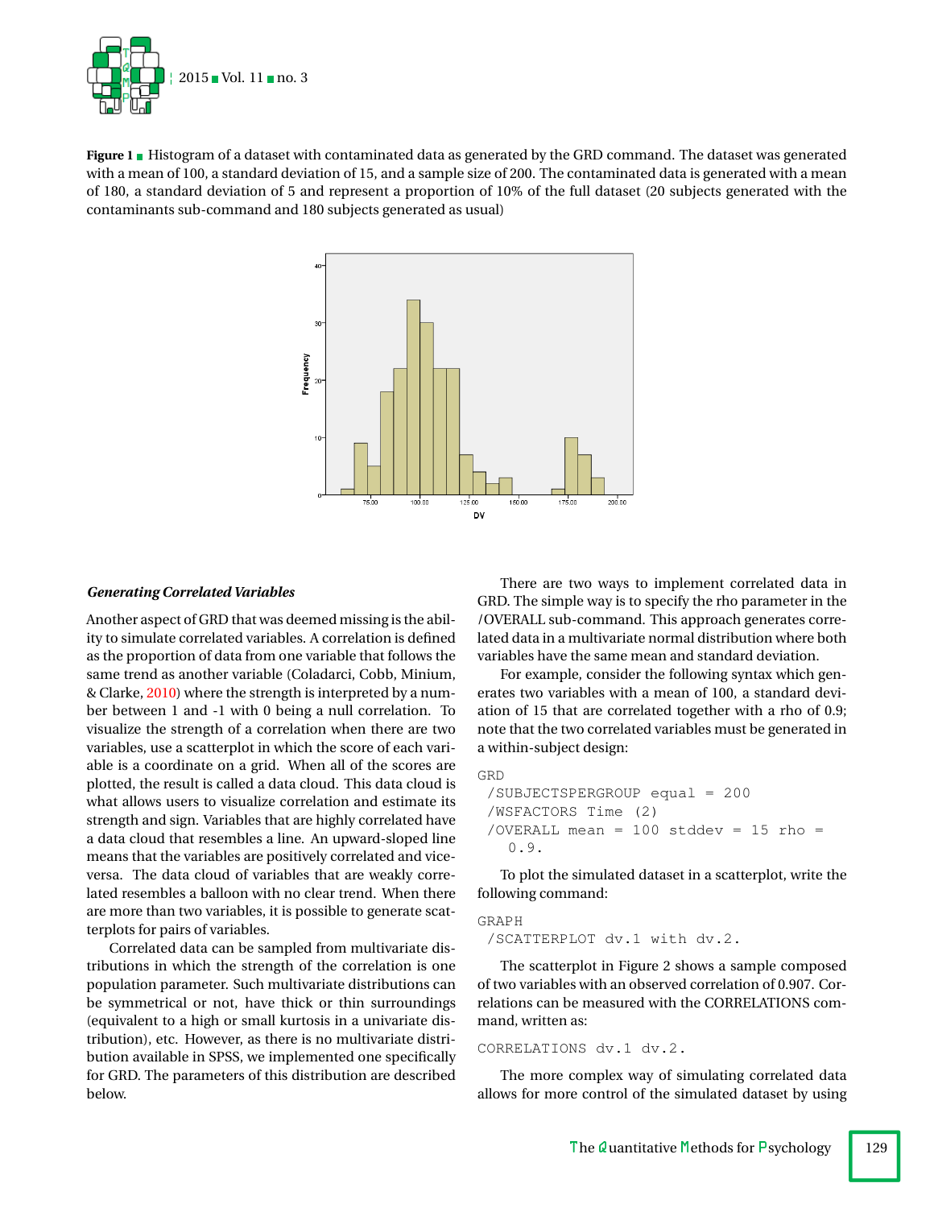**Figure 1** Histogram of a dataset with contaminated data as generated by the GRD command. The dataset was generated with a mean of 100, a standard deviation of 15, and a sample size of 200. The contaminated data is generated with a mean of 180, a standard deviation of 5 and represent a proportion of 10% of the full dataset (20 subjects generated with the contaminants sub-command and 180 subjects generated as usual)

### *Generating Correlated Variables*

Another aspect of GRD that was deemed missing is the ability to simulate correlated variables. A correlation is defined as the proportion of data from one variable that follows the same trend as another variable (Coladarci, Cobb, Minium, & Clarke, 2010) where the strength is interpreted by a number between 1 and -1 with 0 being a null correlation. To visualize the strength of a correlation when there are two variables, use a scatterplot in which the score of each variable is a coordinate on a grid. When all of the scores are plotted, the result is called a data cloud. This data cloud is what allows users to visualize correlation and estimate its strength and sign. Variables that are highly correlated have a data cloud that resembles a line. An upward-sloped line means that the variables are positively correlated and vice-versa. The data cloud of variables that are weakly correlated resembles a balloon with no clear trend. When there are more than two variables, it is possible to generate scatterplots for pairs of variables.

Correlated data can be sampled from multivariate distributions in which the strength of the correlation is one population parameter. Such multivariate distributions can be symmetrical or not, have thick or thin surroundings (equivalent to a high or small kurtosis in a univariate distribution), etc. However, as there is no multivariate distribution available in SPSS, we implemented one specifically for GRD. The parameters of this distribution are described below.

There are two ways to implement correlated data in GRD. The simple way is to specify the rho parameter in the /OVERALL sub-command. This approach generates correlated data in a multivariate normal distribution where both variables have the same mean and standard deviation.

For example, consider the following syntax which generates two variables with a mean of 100, a standard deviation of 15 that are correlated together with a rho of 0.9; note that the two correlated variables must be generated in a within-subject design:

```
GRD
 /SUBJECTSPERGROUP equal = 200
 /WSFACTORS Time (2)
 /OVERALL mean = 100 stddev = 15 rho =
    0.9.
```

To plot the simulated dataset in a scatterplot, write the following command:

```
GRAPH
 /SCATTERPLOT dv.1 with dv.2.
```

The scatterplot in Figure 2 shows a sample composed of two variables with an observed correlation of 0.907. Correlations can be measured with the CORRELATIONS command, written as:

```
CORRELATIONS dv.1 dv.2.
```

The more complex way of simulating correlated data allows for more control of the simulated dataset by using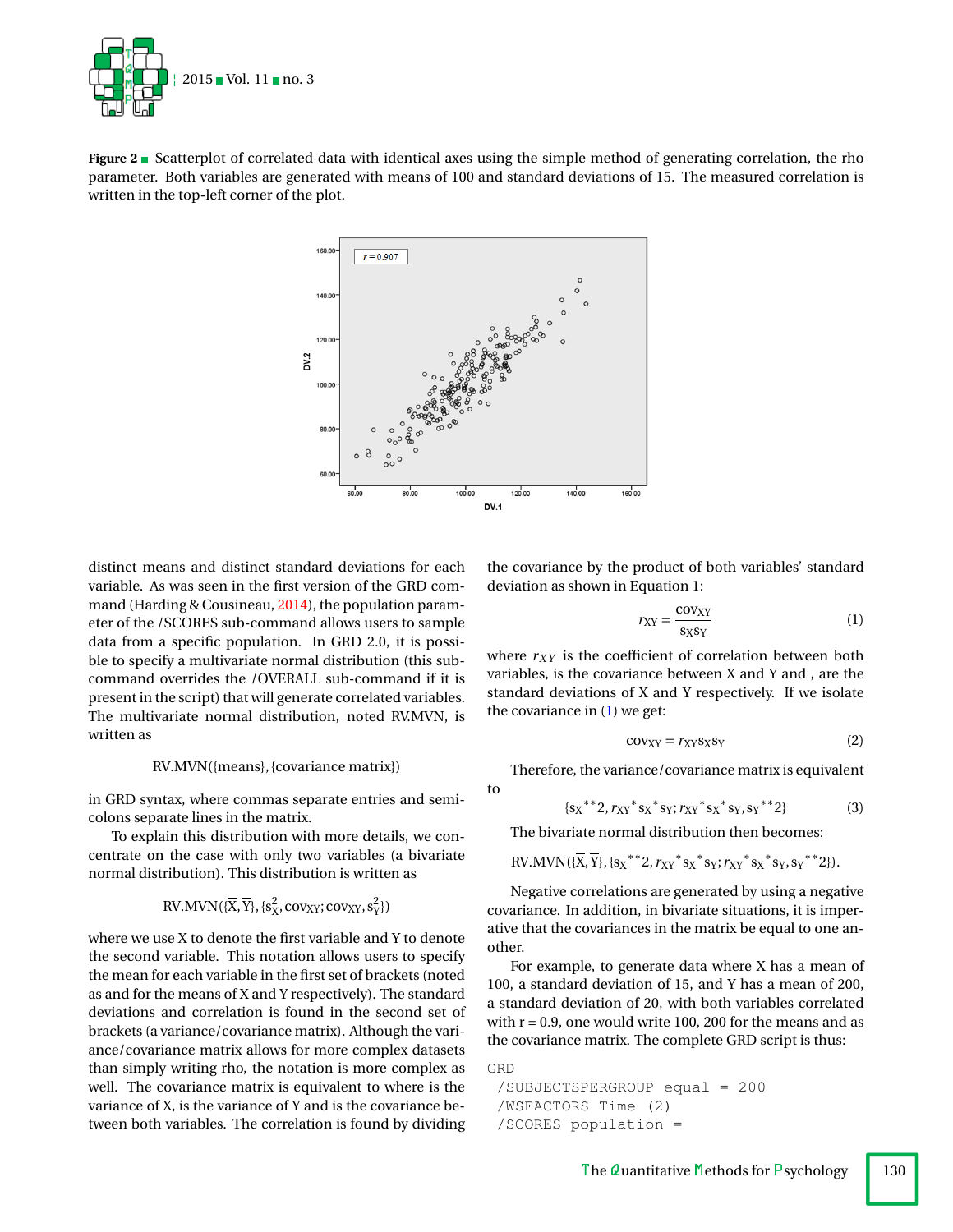**Figure 2** Scatterplot of correlated data with identical axes using the simple method of generating correlation, the rho parameter. Both variables are generated with means of 100 and standard deviations of 15. The measured correlation is written in the top-left corner of the plot.

distinct means and distinct standard deviations for each variable. As was seen in the first version of the GRD command (Harding & Cousineau, 2014), the population parameter of the /SCORES sub-command allows users to sample data from a specific population. In GRD 2.0, it is possible to specify a multivariate normal distribution (this sub-command overrides the /OVERALL sub-command if it is present in the script) that will generate correlated variables. The multivariate normal distribution, noted RV.MVN, is written as

RV.MVN({means}, {covariance matrix})

in GRD syntax, where commas separate entries and semicolons separate lines in the matrix.

To explain this distribution with more details, we concentrate on the case with only two variables (a bivariate normal distribution). This distribution is written as

$$\text{RV.MVN}(\{\overline{\text{X}}, \overline{\text{Y}}\}, \{s^2_{\text{X}}, \text{cov}_{\text{XY}}; \text{cov}_{\text{XY}}, s^2_{\text{Y}}\})$$

where we use X to denote the first variable and Y to denote the second variable. This notation allows users to specify the mean for each variable in the first set of brackets (noted as and for the means of X and Y respectively). The standard deviations and correlation is found in the second set of brackets (a variance/covariance matrix). Although the variance/covariance matrix allows for more complex datasets than simply writing rho, the notation is more complex as well. The covariance matrix is equivalent to where is the variance of X, is the variance of Y and is the covariance between both variables. The correlation is found by dividing the covariance by the product of both variables' standard deviation as shown in Equation 1:

$$r_{\text{XY}} = \frac{\text{cov}_{\text{XY}}}{s_{\text{X}} s_{\text{Y}}} \tag{1}$$

where $r_{XY}$ is the coefficient of correlation between both variables, is the covariance between X and Y and , are the standard deviations of X and Y respectively. If we isolate the covariance in (1) we get:

$$\text{cov}_{\text{XY}} = r_{\text{XY}} s_{\text{X}} s_{\text{Y}} \tag{2}$$

Therefore, the variance/covariance matrix is equivalent to

$$\{s_{\text{X}}{**}2, r_{\text{XY}}{*}s_{\text{X}}{*}s_{\text{Y}}; r_{\text{XY}}{*}s_{\text{X}}{*}s_{\text{Y}}, s_{\text{Y}}{**}2\} \tag{3}$$

The bivariate normal distribution then becomes:

$$\text{RV.MVN}(\{\overline{\text{X}}, \overline{\text{Y}}\}, \{s_{\text{X}}{**}2, r_{\text{XY}}{*}s_{\text{X}}{*}s_{\text{Y}}; r_{\text{XY}}{*}s_{\text{X}}{*}s_{\text{Y}}, s_{\text{Y}}{**}2\}).$$

Negative correlations are generated by using a negative covariance. In addition, in bivariate situations, it is imperative that the covariances in the matrix be equal to one another.

For example, to generate data where X has a mean of 100, a standard deviation of 15, and Y has a mean of 200, a standard deviation of 20, with both variables correlated with r = 0.9, one would write 100, 200 for the means and as the covariance matrix. The complete GRD script is thus:

```
GRD
 /SUBJECTSPERGROUP equal = 200
 /WSFACTORS Time (2)
 /SCORES population =
```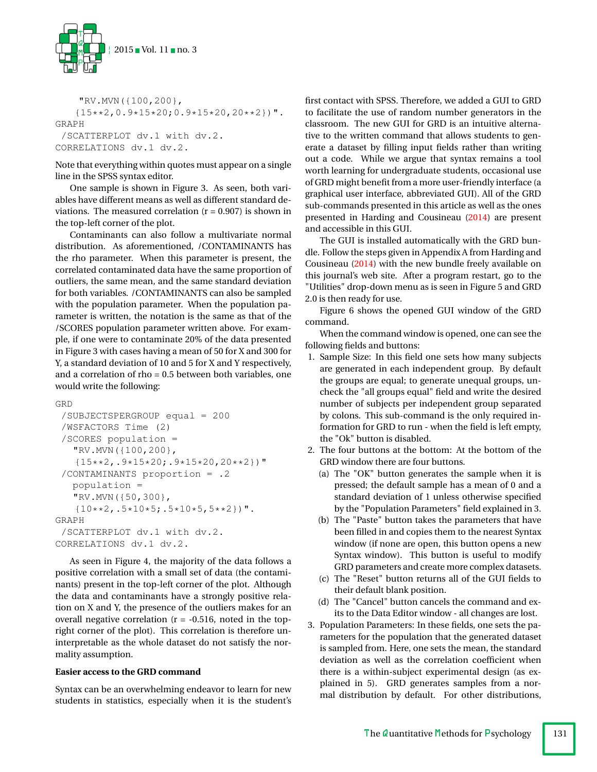```
    "RV.MVN({100,200},
   {15**2,0.9*15*20;0.9*15*20,20**2})".
GRAPH
 /SCATTERPLOT dv.1 with dv.2.
CORRELATIONS dv.1 dv.2.
```

Note that everything within quotes must appear on a single line in the SPSS syntax editor.

One sample is shown in Figure 3. As seen, both variables have different means as well as different standard deviations. The measured correlation (r = 0.907) is shown in the top-left corner of the plot.

Contaminants can also follow a multivariate normal distribution. As aforementioned, /CONTAMINANTS has the rho parameter. When this parameter is present, the correlated contaminated data have the same proportion of outliers, the same mean, and the same standard deviation for both variables. /CONTAMINANTS can also be sampled with the population parameter. When the population parameter is written, the notation is the same as that of the /SCORES population parameter written above. For example, if one were to contaminate 20% of the data presented in Figure 3 with cases having a mean of 50 for X and 300 for Y, a standard deviation of 10 and 5 for X and Y respectively, and a correlation of rho = 0.5 between both variables, one would write the following:

```
GRD
 /SUBJECTSPERGROUP equal = 200
 /WSFACTORS Time (2)
 /SCORES population =
   "RV.MVN({100,200},
    {15**2,.9*15*20;.9*15*20,20**2})"
 /CONTAMINANTS proportion = .2
   population =
   "RV.MVN({50,300},
    {10**2,.5*10*5;.5*10*5,5**2})".
GRAPH
 /SCATTERPLOT dv.1 with dv.2.
CORRELATIONS dv.1 dv.2.
```

As seen in Figure 4, the majority of the data follows a positive correlation with a small set of data (the contaminants) present in the top-left corner of the plot. Although the data and contaminants have a strongly positive relation on X and Y, the presence of the outliers makes for an overall negative correlation (r = -0.516, noted in the top-right corner of the plot). This correlation is therefore uninterpretable as the whole dataset do not satisfy the normality assumption.

**Easier access to the GRD command**

Syntax can be an overwhelming endeavor to learn for new students in statistics, especially when it is the student's first contact with SPSS. Therefore, we added a GUI to GRD to facilitate the use of random number generators in the classroom. The new GUI for GRD is an intuitive alternative to the written command that allows students to generate a dataset by filling input fields rather than writing out a code. While we argue that syntax remains a tool worth learning for undergraduate students, occasional use of GRD might benefit from a more user-friendly interface (a graphical user interface, abbreviated GUI). All of the GRD sub-commands presented in this article as well as the ones presented in Harding and Cousineau (2014) are present and accessible in this GUI.

The GUI is installed automatically with the GRD bundle. Follow the steps given in Appendix A from Harding and Cousineau (2014) with the new bundle freely available on this journal's web site. After a program restart, go to the "Utilities" drop-down menu as is seen in Figure 5 and GRD 2.0 is then ready for use.

Figure 6 shows the opened GUI window of the GRD command.

When the command window is opened, one can see the following fields and buttons:

1. Sample Size: In this field one sets how many subjects are generated in each independent group. By default the groups are equal; to generate unequal groups, uncheck the "all groups equal" field and write the desired number of subjects per independent group separated by colons. This sub-command is the only required information for GRD to run - when the field is left empty, the "Ok" button is disabled.
2. The four buttons at the bottom: At the bottom of the GRD window there are four buttons.
   (a) The "OK" button generates the sample when it is pressed; the default sample has a mean of 0 and a standard deviation of 1 unless otherwise specified by the "Population Parameters" field explained in 3.
   (b) The "Paste" button takes the parameters that have been filled in and copies them to the nearest Syntax window (if none are open, this button opens a new Syntax window). This button is useful to modify GRD parameters and create more complex datasets.
   (c) The "Reset" button returns all of the GUI fields to their default blank position.
   (d) The "Cancel" button cancels the command and exits to the Data Editor window - all changes are lost.
3. Population Parameters: In these fields, one sets the parameters for the population that the generated dataset is sampled from. Here, one sets the mean, the standard deviation as well as the correlation coefficient when there is a within-subject experimental design (as explained in 5). GRD generates samples from a normal distribution by default. For other distributions,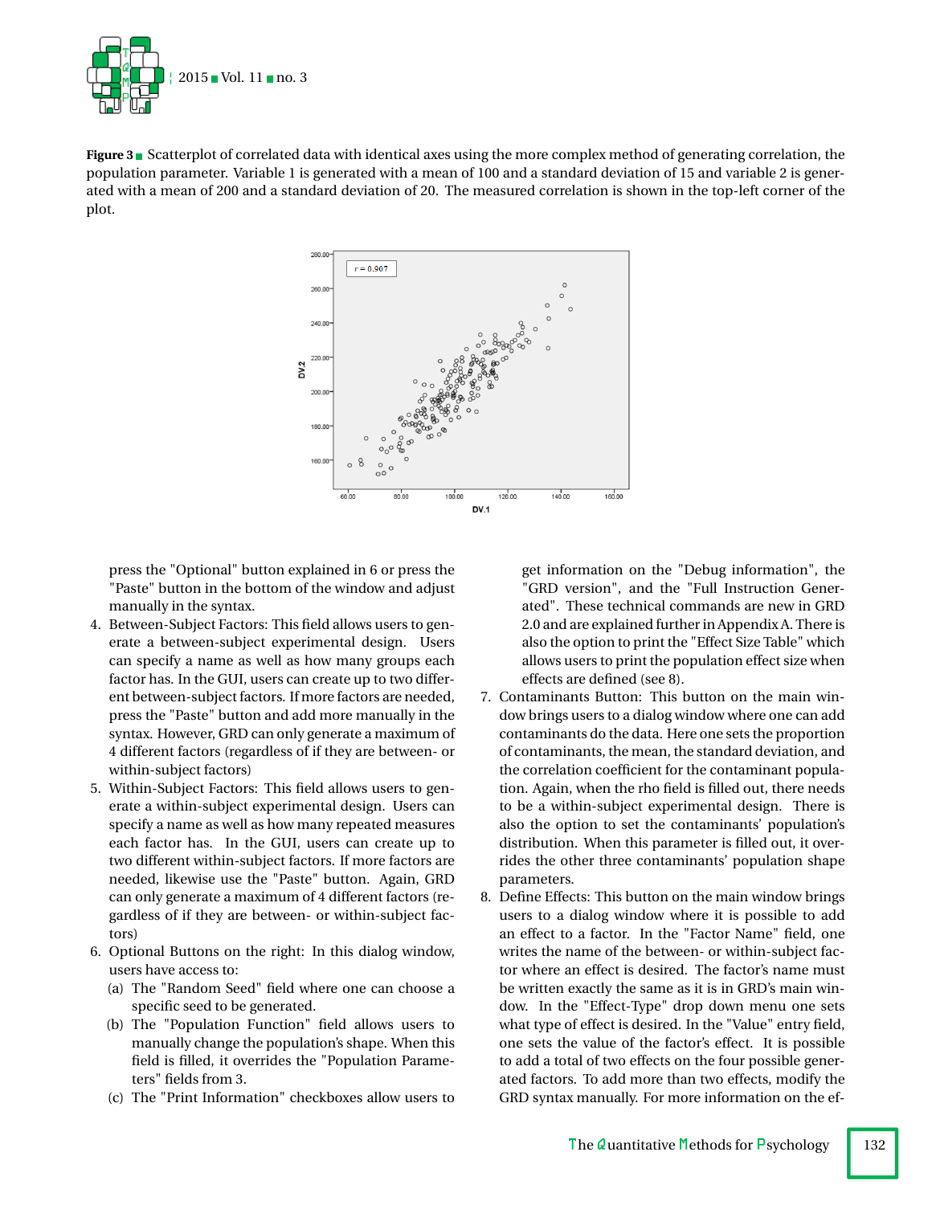**Figure 3** Scatterplot of correlated data with identical axes using the more complex method of generating correlation, the population parameter. Variable 1 is generated with a mean of 100 and a standard deviation of 15 and variable 2 is generated with a mean of 200 and a standard deviation of 20. The measured correlation is shown in the top-left corner of the plot.

press the "Optional" button explained in 6 or press the "Paste" button in the bottom of the window and adjust manually in the syntax.

4. Between-Subject Factors: This field allows users to generate a between-subject experimental design. Users can specify a name as well as how many groups each factor has. In the GUI, users can create up to two different between-subject factors. If more factors are needed, press the "Paste" button and add more manually in the syntax. However, GRD can only generate a maximum of 4 different factors (regardless of if they are between- or within-subject factors)
5. Within-Subject Factors: This field allows users to generate a within-subject experimental design. Users can specify a name as well as how many repeated measures each factor has. In the GUI, users can create up to two different within-subject factors. If more factors are needed, likewise use the "Paste" button. Again, GRD can only generate a maximum of 4 different factors (regardless of if they are between- or within-subject factors)
6. Optional Buttons on the right: In this dialog window, users have access to:
   (a) The "Random Seed" field where one can choose a specific seed to be generated.
   (b) The "Population Function" field allows users to manually change the population's shape. When this field is filled, it overrides the "Population Parameters" fields from 3.
   (c) The "Print Information" checkboxes allow users to get information on the "Debug information", the "GRD version", and the "Full Instruction Generated". These technical commands are new in GRD 2.0 and are explained further in Appendix A. There is also the option to print the "Effect Size Table" which allows users to print the population effect size when effects are defined (see 8).
7. Contaminants Button: This button on the main window brings users to a dialog window where one can add contaminants do the data. Here one sets the proportion of contaminants, the mean, the standard deviation, and the correlation coefficient for the contaminant population. Again, when the rho field is filled out, there needs to be a within-subject experimental design. There is also the option to set the contaminants' population's distribution. When this parameter is filled out, it overrides the other three contaminants' population shape parameters.
8. Define Effects: This button on the main window brings users to a dialog window where it is possible to add an effect to a factor. In the "Factor Name" field, one writes the name of the between- or within-subject factor where an effect is desired. The factor's name must be written exactly the same as it is in GRD's main window. In the "Effect-Type" drop down menu one sets what type of effect is desired. In the "Value" entry field, one sets the value of the factor's effect. It is possible to add a total of two effects on the four possible generated factors. To add more than two effects, modify the GRD syntax manually. For more information on the ef-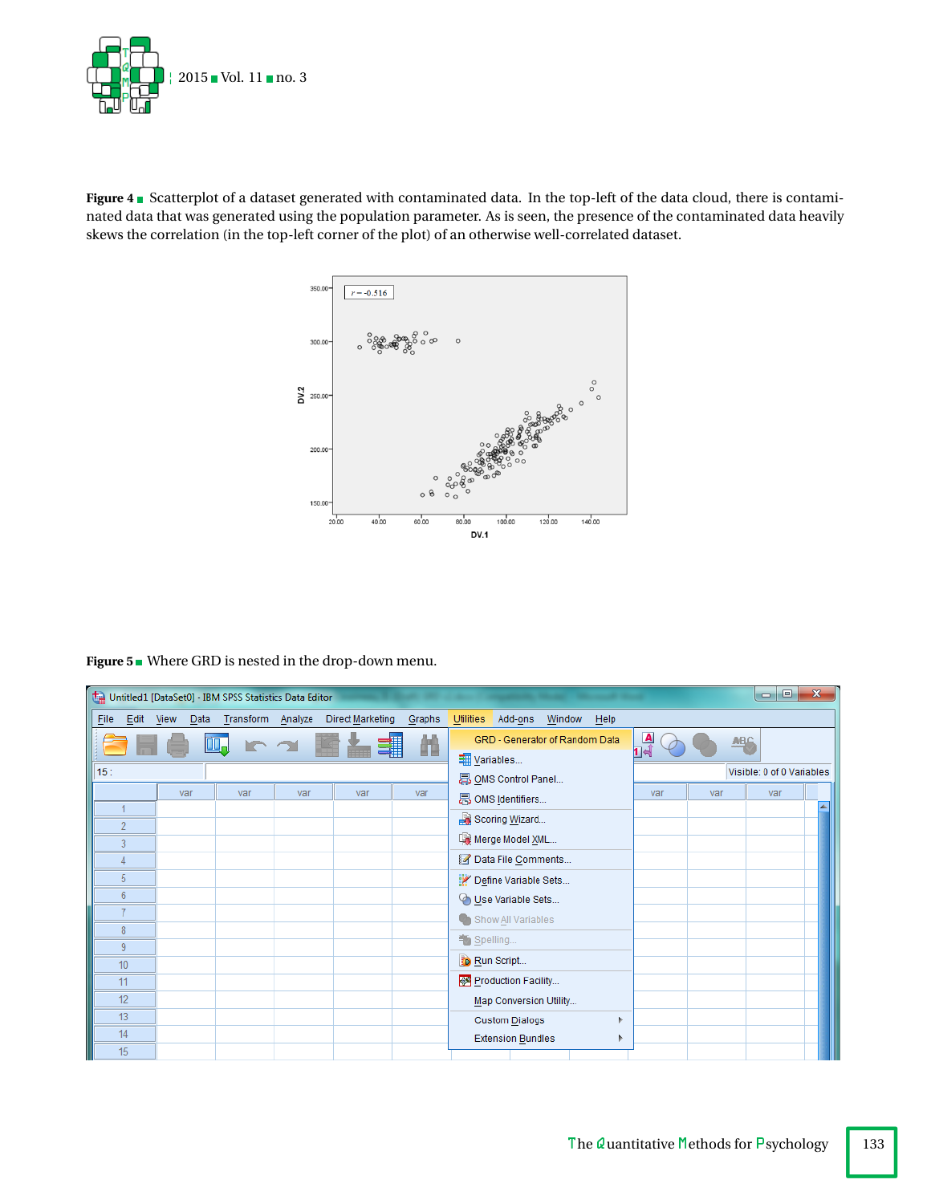**Figure 4** Scatterplot of a dataset generated with contaminated data. In the top-left of the data cloud, there is contaminated data that was generated using the population parameter. As is seen, the presence of the contaminated data heavily skews the correlation (in the top-left corner of the plot) of an otherwise well-correlated dataset.

**Figure 5** Where GRD is nested in the drop-down menu.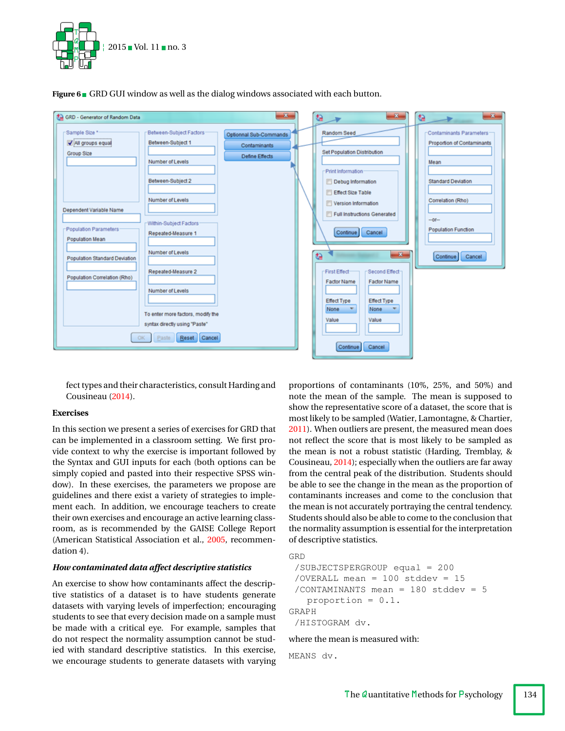**Figure 6** GRD GUI window as well as the dialog windows associated with each button.

fect types and their characteristics, consult Harding and Cousineau (2014).

**Exercises**

In this section we present a series of exercises for GRD that can be implemented in a classroom setting. We first provide context to why the exercise is important followed by the Syntax and GUI inputs for each (both options can be simply copied and pasted into their respective SPSS window). In these exercises, the parameters we propose are guidelines and there exist a variety of strategies to implement each. In addition, we encourage teachers to create their own exercises and encourage an active learning classroom, as is recommended by the GAISE College Report (American Statistical Association et al., 2005, recommendation 4).

***How contaminated data affect descriptive statistics***

An exercise to show how contaminants affect the descriptive statistics of a dataset is to have students generate datasets with varying levels of imperfection; encouraging students to see that every decision made on a sample must be made with a critical eye. For example, samples that do not respect the normality assumption cannot be studied with standard descriptive statistics. In this exercise, we encourage students to generate datasets with varying proportions of contaminants (10%, 25%, and 50%) and note the mean of the sample. The mean is supposed to show the representative score of a dataset, the score that is most likely to be sampled (Watier, Lamontagne, & Chartier, 2011). When outliers are present, the measured mean does not reflect the score that is most likely to be sampled as the mean is not a robust statistic (Harding, Tremblay, & Cousineau, 2014); especially when the outliers are far away from the central peak of the distribution. Students should be able to see the change in the mean as the proportion of contaminants increases and come to the conclusion that the mean is not accurately portraying the central tendency. Students should also be able to come to the conclusion that the normality assumption is essential for the interpretation of descriptive statistics.

```
GRD
 /SUBJECTSPERGROUP equal = 200
 /OVERALL mean = 100 stddev = 15
 /CONTAMINANTS mean = 180 stddev = 5
   proportion = 0.1.
GRAPH
 /HISTOGRAM dv.
```

where the mean is measured with:

```
MEANS dv.
```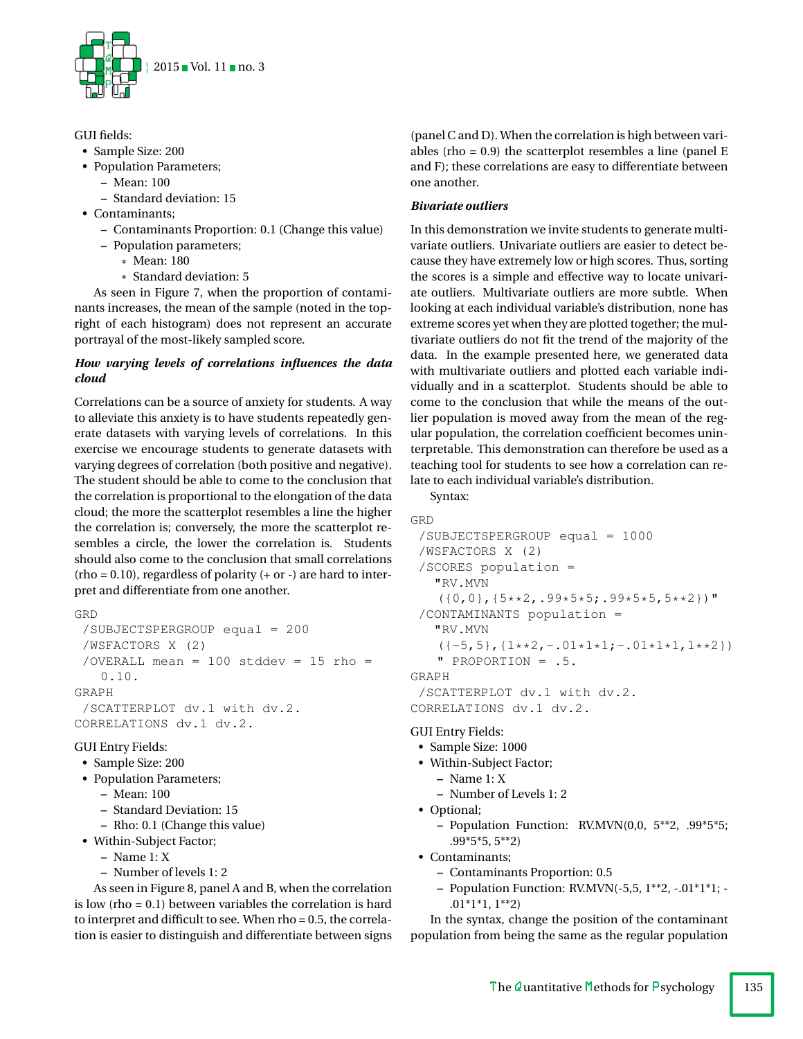GUI fields:

- Sample Size: 200
- Population Parameters;
  - Mean: 100
  - Standard deviation: 15
- Contaminants;
  - Contaminants Proportion: 0.1 (Change this value)
  - Population parameters;
    - Mean: 180
    - Standard deviation: 5

As seen in Figure 7, when the proportion of contaminants increases, the mean of the sample (noted in the top-right of each histogram) does not represent an accurate portrayal of the most-likely sampled score.

### *How varying levels of correlations influences the data cloud*

Correlations can be a source of anxiety for students. A way to alleviate this anxiety is to have students repeatedly generate datasets with varying levels of correlations. In this exercise we encourage students to generate datasets with varying degrees of correlation (both positive and negative). The student should be able to come to the conclusion that the correlation is proportional to the elongation of the data cloud; the more the scatterplot resembles a line the higher the correlation is; conversely, the more the scatterplot resembles a circle, the lower the correlation is. Students should also come to the conclusion that small correlations (rho = 0.10), regardless of polarity (+ or -) are hard to interpret and differentiate from one another.

```
GRD
 /SUBJECTSPERGROUP equal = 200
 /WSFACTORS X (2)
 /OVERALL mean = 100 stddev = 15 rho =
   0.10.
GRAPH
 /SCATTERPLOT dv.1 with dv.2.
CORRELATIONS dv.1 dv.2.
```

GUI Entry Fields:

- Sample Size: 200
- Population Parameters;
  - Mean: 100
  - Standard Deviation: 15
  - Rho: 0.1 (Change this value)
- Within-Subject Factor;
  - Name 1: X
  - Number of levels 1: 2

As seen in Figure 8, panel A and B, when the correlation is low (rho = 0.1) between variables the correlation is hard to interpret and difficult to see. When rho = 0.5, the correlation is easier to distinguish and differentiate between signs (panel C and D). When the correlation is high between variables (rho = 0.9) the scatterplot resembles a line (panel E and F); these correlations are easy to differentiate between one another.

### *Bivariate outliers*

In this demonstration we invite students to generate multivariate outliers. Univariate outliers are easier to detect because they have extremely low or high scores. Thus, sorting the scores is a simple and effective way to locate univariate outliers. Multivariate outliers are more subtle. When looking at each individual variable's distribution, none has extreme scores yet when they are plotted together; the multivariate outliers do not fit the trend of the majority of the data. In the example presented here, we generated data with multivariate outliers and plotted each variable individually and in a scatterplot. Students should be able to come to the conclusion that while the means of the outlier population is moved away from the mean of the regular population, the correlation coefficient becomes uninterpretable. This demonstration can therefore be used as a teaching tool for students to see how a correlation can relate to each individual variable's distribution.

Syntax:

```
GRD
 /SUBJECTSPERGROUP equal = 1000
 /WSFACTORS X (2)
 /SCORES population =
   "RV.MVN
    ({0,0},{5**2,.99*5*5;.99*5*5,5**2})"
 /CONTAMINANTS population =
   "RV.MVN
    ({-5,5},{1**2,-.01*1*1;-.01*1*1,1**2})
    " PROPORTION = .5.
GRAPH
 /SCATTERPLOT dv.1 with dv.2.
CORRELATIONS dv.1 dv.2.
```

GUI Entry Fields:

- Sample Size: 1000
- Within-Subject Factor;
  - Name 1: X
  - Number of Levels 1: 2
- Optional;
  - Population Function: RV.MVN(0,0, 5**2, .99*5*5; .99*5*5, 5**2)
- Contaminants;
  - Contaminants Proportion: 0.5
  - Population Function: RV.MVN(-5,5, 1**2, -.01*1*1; -.01*1*1, 1**2)

In the syntax, change the position of the contaminant population from being the same as the regular population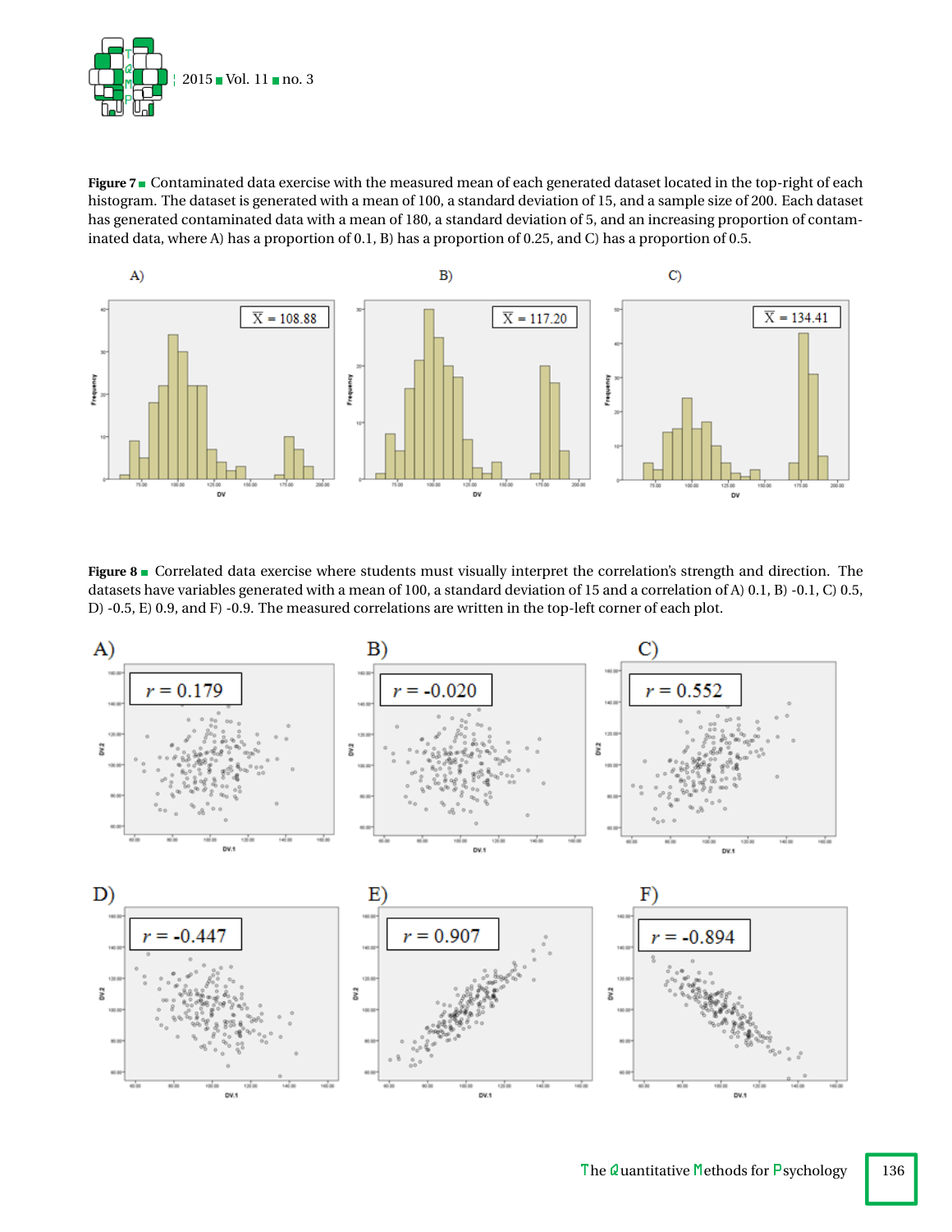**Figure 7** Contaminated data exercise with the measured mean of each generated dataset located in the top-right of each histogram. The dataset is generated with a mean of 100, a standard deviation of 15, and a sample size of 200. Each dataset has generated contaminated data with a mean of 180, a standard deviation of 5, and an increasing proportion of contaminated data, where A) has a proportion of 0.1, B) has a proportion of 0.25, and C) has a proportion of 0.5.

**Figure 8** Correlated data exercise where students must visually interpret the correlation's strength and direction. The datasets have variables generated with a mean of 100, a standard deviation of 15 and a correlation of A) 0.1, B) -0.1, C) 0.5, D) -0.5, E) 0.9, and F) -0.9. The measured correlations are written in the top-left corner of each plot.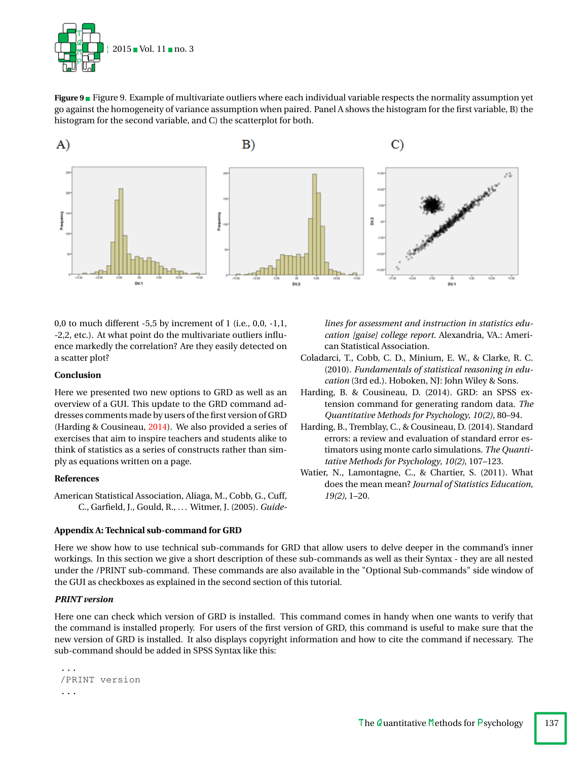**Figure 9** ■ Figure 9. Example of multivariate outliers where each individual variable respects the normality assumption yet go against the homogeneity of variance assumption when paired. Panel A shows the histogram for the first variable, B) the histogram for the second variable, and C) the scatterplot for both.

0,0 to much different -5,5 by increment of 1 (i.e., 0,0, -1,1, -2,2, etc.). At what point do the multivariate outliers influence markedly the correlation? Are they easily detected on a scatter plot?

### Conclusion

Here we presented two new options to GRD as well as an overview of a GUI. This update to the GRD command addresses comments made by users of the first version of GRD (Harding & Cousineau, 2014). We also provided a series of exercises that aim to inspire teachers and students alike to think of statistics as a series of constructs rather than simply as equations written on a page.

### References

American Statistical Association, Aliaga, M., Cobb, G., Cuff, C., Garfield, J., Gould, R., ... Witmer, J. (2005). *Guidelines for assessment and instruction in statistics education [gaise] college report*. Alexandria, VA.: American Statistical Association.

Coladarci, T., Cobb, C. D., Minium, E. W., & Clarke, R. C. (2010). *Fundamentals of statistical reasoning in education* (3rd ed.). Hoboken, NJ: John Wiley & Sons.

Harding, B. & Cousineau, D. (2014). GRD: an SPSS extension command for generating random data. *The Quantitative Methods for Psychology, 10(2)*, 80–94.

Harding, B., Tremblay, C., & Cousineau, D. (2014). Standard errors: a review and evaluation of standard error estimators using monte carlo simulations. *The Quantitative Methods for Psychology, 10(2)*, 107–123.

Watier, N., Lamontagne, C., & Chartier, S. (2011). What does the mean mean? *Journal of Statistics Education, 19(2)*, 1–20.

### Appendix A: Technical sub-command for GRD

Here we show how to use technical sub-commands for GRD that allow users to delve deeper in the command's inner workings. In this section we give a short description of these sub-commands as well as their Syntax - they are all nested under the /PRINT sub-command. These commands are also available in the "Optional Sub-commands" side window of the GUI as checkboxes as explained in the second section of this tutorial.

#### *PRINT version*

Here one can check which version of GRD is installed. This command comes in handy when one wants to verify that the command is installed properly. For users of the first version of GRD, this command is useful to make sure that the new version of GRD is installed. It also displays copyright information and how to cite the command if necessary. The sub-command should be added in SPSS Syntax like this:

```
...
/PRINT version
...
```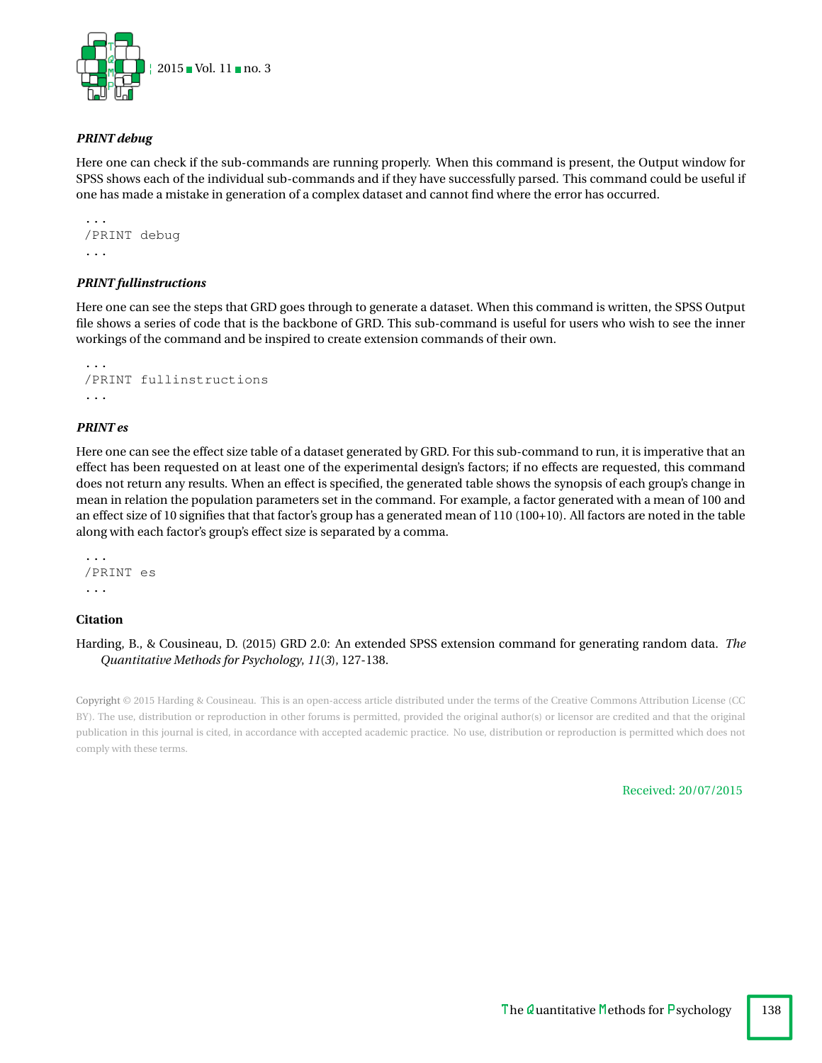***PRINT debug***

Here one can check if the sub-commands are running properly. When this command is present, the Output window for SPSS shows each of the individual sub-commands and if they have successfully parsed. This command could be useful if one has made a mistake in generation of a complex dataset and cannot find where the error has occurred.

```
...
/PRINT debug
...
```

***PRINT fullinstructions***

Here one can see the steps that GRD goes through to generate a dataset. When this command is written, the SPSS Output file shows a series of code that is the backbone of GRD. This sub-command is useful for users who wish to see the inner workings of the command and be inspired to create extension commands of their own.

```
...
/PRINT fullinstructions
...
```

***PRINT es***

Here one can see the effect size table of a dataset generated by GRD. For this sub-command to run, it is imperative that an effect has been requested on at least one of the experimental design's factors; if no effects are requested, this command does not return any results. When an effect is specified, the generated table shows the synopsis of each group's change in mean in relation the population parameters set in the command. For example, a factor generated with a mean of 100 and an effect size of 10 signifies that that factor's group has a generated mean of 110 (100+10). All factors are noted in the table along with each factor's group's effect size is separated by a comma.

```
...
/PRINT es
...
```

**Citation**

Harding, B., & Cousineau, D. (2015) GRD 2.0: An extended SPSS extension command for generating random data. *The Quantitative Methods for Psychology*, *11*(*3*), 127-138.

Copyright © 2015 Harding & Cousineau. This is an open-access article distributed under the terms of the Creative Commons Attribution License (CC BY). The use, distribution or reproduction in other forums is permitted, provided the original author(s) or licensor are credited and that the original publication in this journal is cited, in accordance with accepted academic practice. No use, distribution or reproduction is permitted which does not comply with these terms.

Received: 20/07/2015